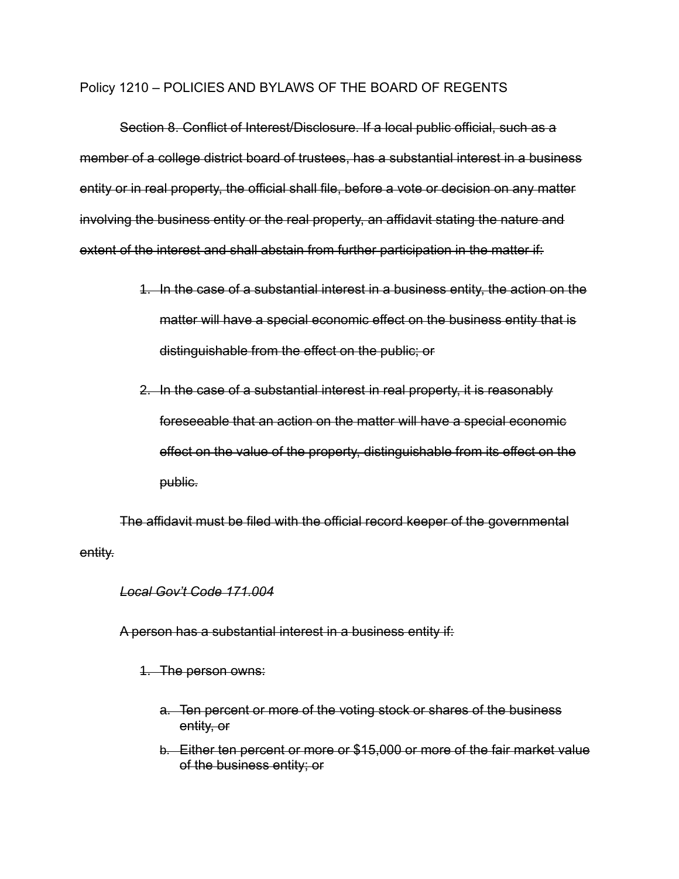Policy 1210 – POLICIES AND BYLAWS OF THE BOARD OF REGENTS

~~Section 8. Conflict of Interest/Disclosure. If a local public official, such as a member of a college district board of trustees, has a substantial interest in a business entity or in real property, the official shall file, before a vote or decision on any matter involving the business entity or the real property, an affidavit stating the nature and extent of the interest and shall abstain from further participation in the matter if:~~

1. ~~In the case of a substantial interest in a business entity, the action on the matter will have a special economic effect on the business entity that is distinguishable from the effect on the public; or~~
2. ~~In the case of a substantial interest in real property, it is reasonably foreseeable that an action on the matter will have a special economic effect on the value of the property, distinguishable from its effect on the public.~~

~~The affidavit must be filed with the official record keeper of the governmental entity.~~

~~*Local Gov't Code 171.004*~~

~~A person has a substantial interest in a business entity if:~~

1. ~~The person owns:~~
   a. ~~Ten percent or more of the voting stock or shares of the business entity, or~~
   b. ~~Either ten percent or more or $15,000 or more of the fair market value of the business entity; or~~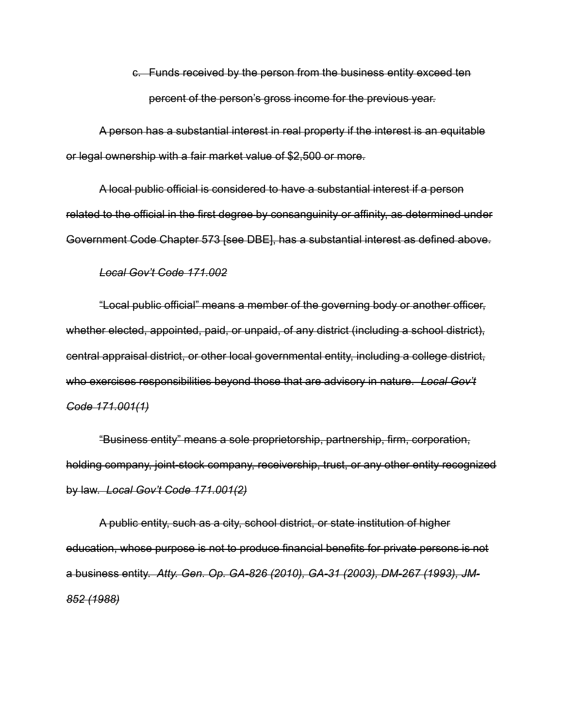~~c. Funds received by the person from the business entity exceed ten percent of the person's gross income for the previous year.~~

~~A person has a substantial interest in real property if the interest is an equitable or legal ownership with a fair market value of $2,500 or more.~~

~~A local public official is considered to have a substantial interest if a person related to the official in the first degree by consanguinity or affinity, as determined under Government Code Chapter 573 [see DBE], has a substantial interest as defined above.~~

~~*Local Gov't Code 171.002*~~

~~"Local public official" means a member of the governing body or another officer, whether elected, appointed, paid, or unpaid, of any district (including a school district), central appraisal district, or other local governmental entity, including a college district, who exercises responsibilities beyond those that are advisory in nature. *Local Gov't Code 171.001(1)*~~

~~"Business entity" means a sole proprietorship, partnership, firm, corporation, holding company, joint-stock company, receivership, trust, or any other entity recognized by law. *Local Gov't Code 171.001(2)*~~

~~A public entity, such as a city, school district, or state institution of higher education, whose purpose is not to produce financial benefits for private persons is not a business entity. *Atty. Gen. Op. GA-826 (2010), GA-31 (2003), DM-267 (1993), JM-852 (1988)*~~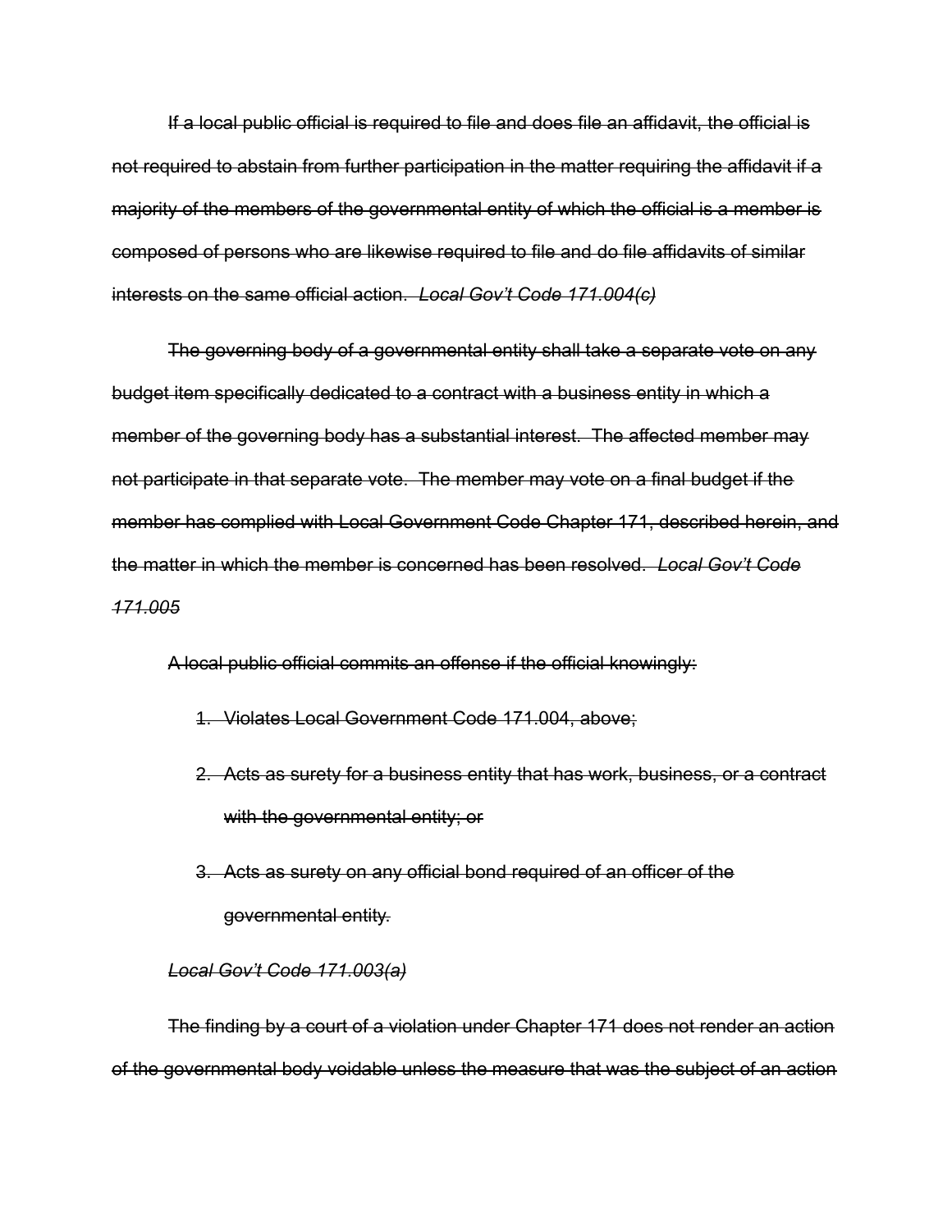~~If a local public official is required to file and does file an affidavit, the official is not required to abstain from further participation in the matter requiring the affidavit if a majority of the members of the governmental entity of which the official is a member is composed of persons who are likewise required to file and do file affidavits of similar interests on the same official action.~~ ~~*Local Gov't Code 171.004(c)*~~

~~The governing body of a governmental entity shall take a separate vote on any budget item specifically dedicated to a contract with a business entity in which a member of the governing body has a substantial interest. The affected member may not participate in that separate vote. The member may vote on a final budget if the member has complied with Local Government Code Chapter 171, described herein, and the matter in which the member is concerned has been resolved.~~ ~~*Local Gov't Code 171.005*~~

~~A local public official commits an offense if the official knowingly:~~

1. ~~Violates Local Government Code 171.004, above;~~
2. ~~Acts as surety for a business entity that has work, business, or a contract with the governmental entity; or~~
3. ~~Acts as surety on any official bond required of an officer of the governmental entity.~~

~~*Local Gov't Code 171.003(a)*~~

~~The finding by a court of a violation under Chapter 171 does not render an action of the governmental body voidable unless the measure that was the subject of an action~~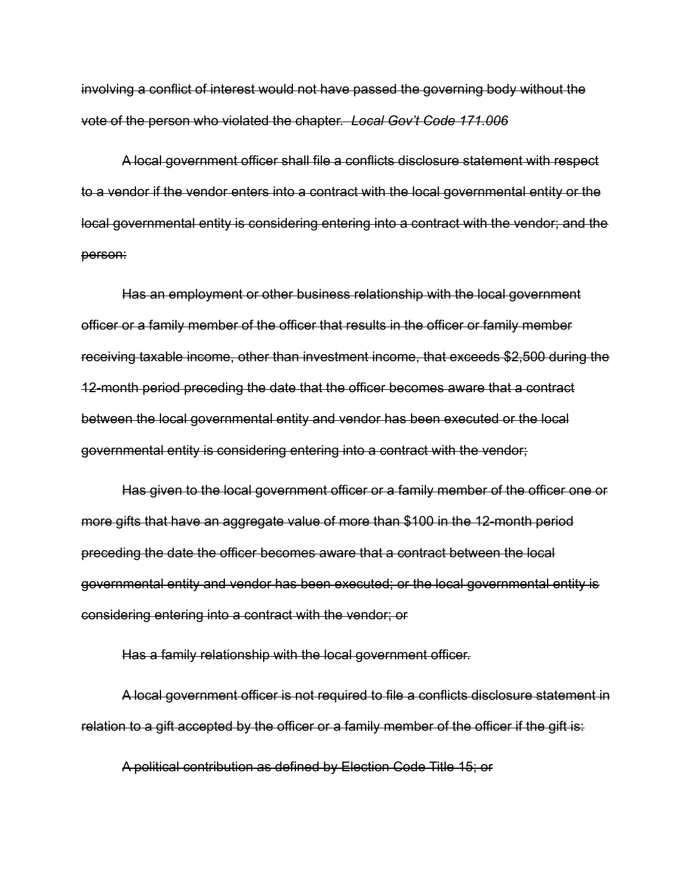~~involving a conflict of interest would not have passed the governing body without the vote of the person who violated the chapter.~~ ~~*Local Gov't Code 171.006*~~

~~A local government officer shall file a conflicts disclosure statement with respect to a vendor if the vendor enters into a contract with the local governmental entity or the local governmental entity is considering entering into a contract with the vendor; and the person:~~

~~Has an employment or other business relationship with the local government officer or a family member of the officer that results in the officer or family member receiving taxable income, other than investment income, that exceeds $2,500 during the 12-month period preceding the date that the officer becomes aware that a contract between the local governmental entity and vendor has been executed or the local governmental entity is considering entering into a contract with the vendor;~~

~~Has given to the local government officer or a family member of the officer one or more gifts that have an aggregate value of more than $100 in the 12-month period preceding the date the officer becomes aware that a contract between the local governmental entity and vendor has been executed; or the local governmental entity is considering entering into a contract with the vendor; or~~

~~Has a family relationship with the local government officer.~~

~~A local government officer is not required to file a conflicts disclosure statement in relation to a gift accepted by the officer or a family member of the officer if the gift is:~~

~~A political contribution as defined by Election Code Title 15; or~~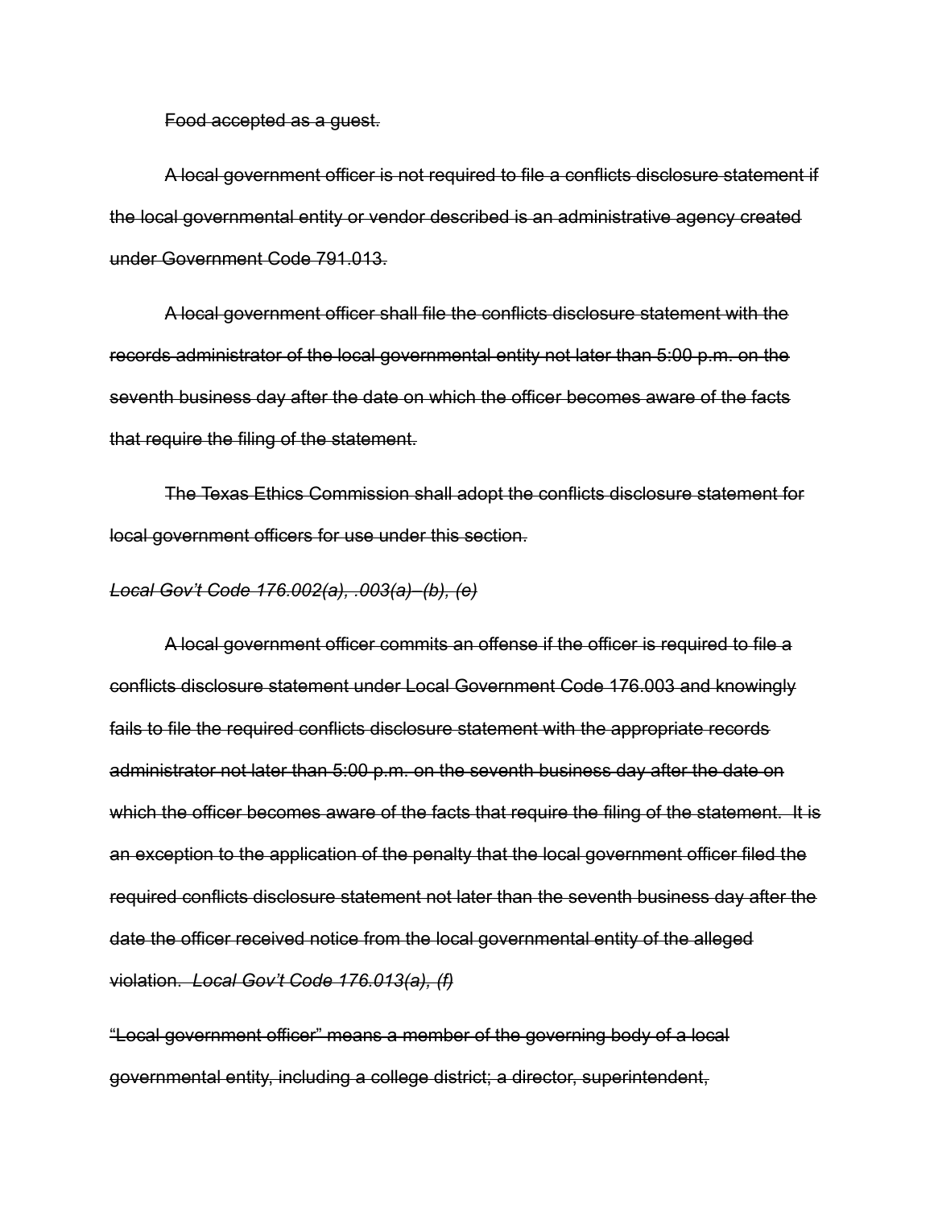~~Food accepted as a guest.~~

~~A local government officer is not required to file a conflicts disclosure statement if the local governmental entity or vendor described is an administrative agency created under Government Code 791.013.~~

~~A local government officer shall file the conflicts disclosure statement with the records administrator of the local governmental entity not later than 5:00 p.m. on the seventh business day after the date on which the officer becomes aware of the facts that require the filing of the statement.~~

~~The Texas Ethics Commission shall adopt the conflicts disclosure statement for local government officers for use under this section.~~

~~*Local Gov't Code 176.002(a), .003(a)–(b), (e)*~~

~~A local government officer commits an offense if the officer is required to file a conflicts disclosure statement under Local Government Code 176.003 and knowingly fails to file the required conflicts disclosure statement with the appropriate records administrator not later than 5:00 p.m. on the seventh business day after the date on which the officer becomes aware of the facts that require the filing of the statement. It is an exception to the application of the penalty that the local government officer filed the required conflicts disclosure statement not later than the seventh business day after the date the officer received notice from the local governmental entity of the alleged violation. *Local Gov't Code 176.013(a), (f)*~~

~~"Local government officer" means a member of the governing body of a local governmental entity, including a college district; a director, superintendent,~~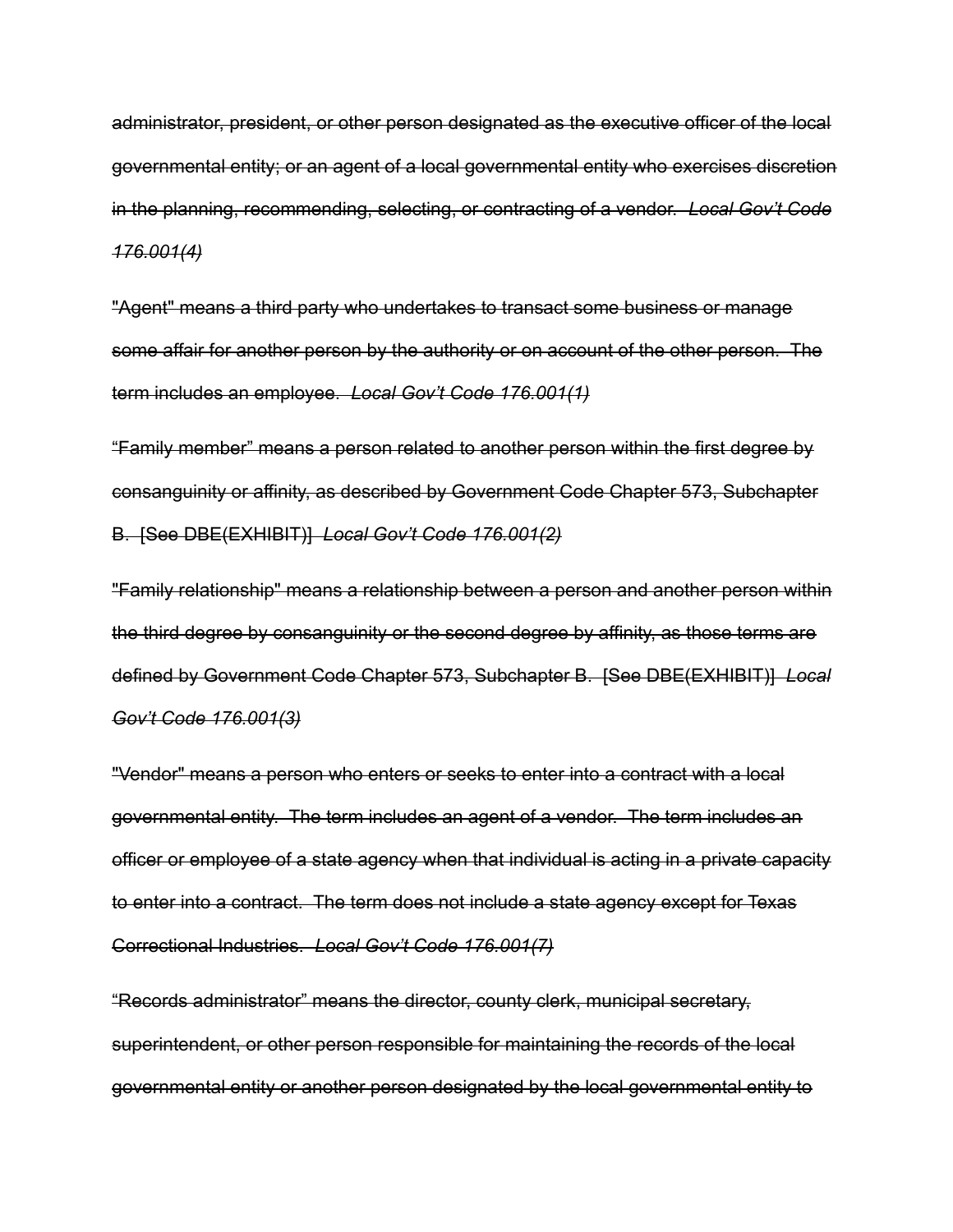~~administrator, president, or other person designated as the executive officer of the local governmental entity; or an agent of a local governmental entity who exercises discretion in the planning, recommending, selecting, or contracting of a vendor. *Local Gov't Code 176.001(4)*~~

~~"Agent" means a third party who undertakes to transact some business or manage some affair for another person by the authority or on account of the other person. The term includes an employee. *Local Gov't Code 176.001(1)*~~

~~"Family member" means a person related to another person within the first degree by consanguinity or affinity, as described by Government Code Chapter 573, Subchapter B. [See DBE(EXHIBIT)] *Local Gov't Code 176.001(2)*~~

~~"Family relationship" means a relationship between a person and another person within the third degree by consanguinity or the second degree by affinity, as those terms are defined by Government Code Chapter 573, Subchapter B. [See DBE(EXHIBIT)] *Local Gov't Code 176.001(3)*~~

~~"Vendor" means a person who enters or seeks to enter into a contract with a local governmental entity. The term includes an agent of a vendor. The term includes an officer or employee of a state agency when that individual is acting in a private capacity to enter into a contract. The term does not include a state agency except for Texas Correctional Industries. *Local Gov't Code 176.001(7)*~~

~~"Records administrator" means the director, county clerk, municipal secretary, superintendent, or other person responsible for maintaining the records of the local governmental entity or another person designated by the local governmental entity to~~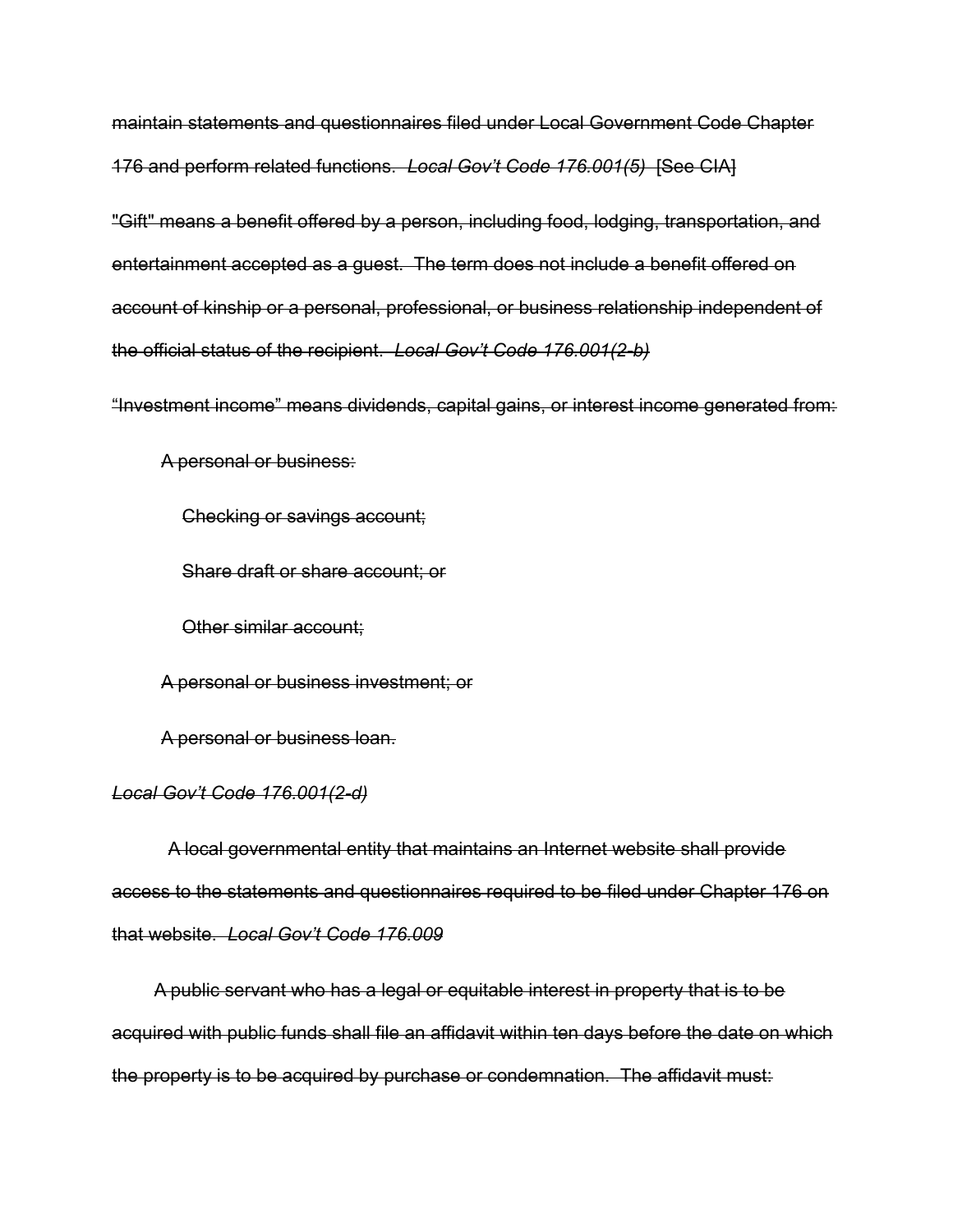~~maintain statements and questionnaires filed under Local Government Code Chapter 176 and perform related functions. *Local Gov't Code 176.001(5)* [See CIA]~~

~~"Gift" means a benefit offered by a person, including food, lodging, transportation, and entertainment accepted as a guest. The term does not include a benefit offered on account of kinship or a personal, professional, or business relationship independent of the official status of the recipient. *Local Gov't Code 176.001(2-b)*~~

~~"Investment income" means dividends, capital gains, or interest income generated from:~~

- ~~A personal or business:~~
  - ~~Checking or savings account;~~
  - ~~Share draft or share account; or~~
  - ~~Other similar account;~~
- ~~A personal or business investment; or~~
- ~~A personal or business loan.~~

~~*Local Gov't Code 176.001(2-d)*~~

~~A local governmental entity that maintains an Internet website shall provide access to the statements and questionnaires required to be filed under Chapter 176 on that website. *Local Gov't Code 176.009*~~

~~A public servant who has a legal or equitable interest in property that is to be acquired with public funds shall file an affidavit within ten days before the date on which the property is to be acquired by purchase or condemnation. The affidavit must:~~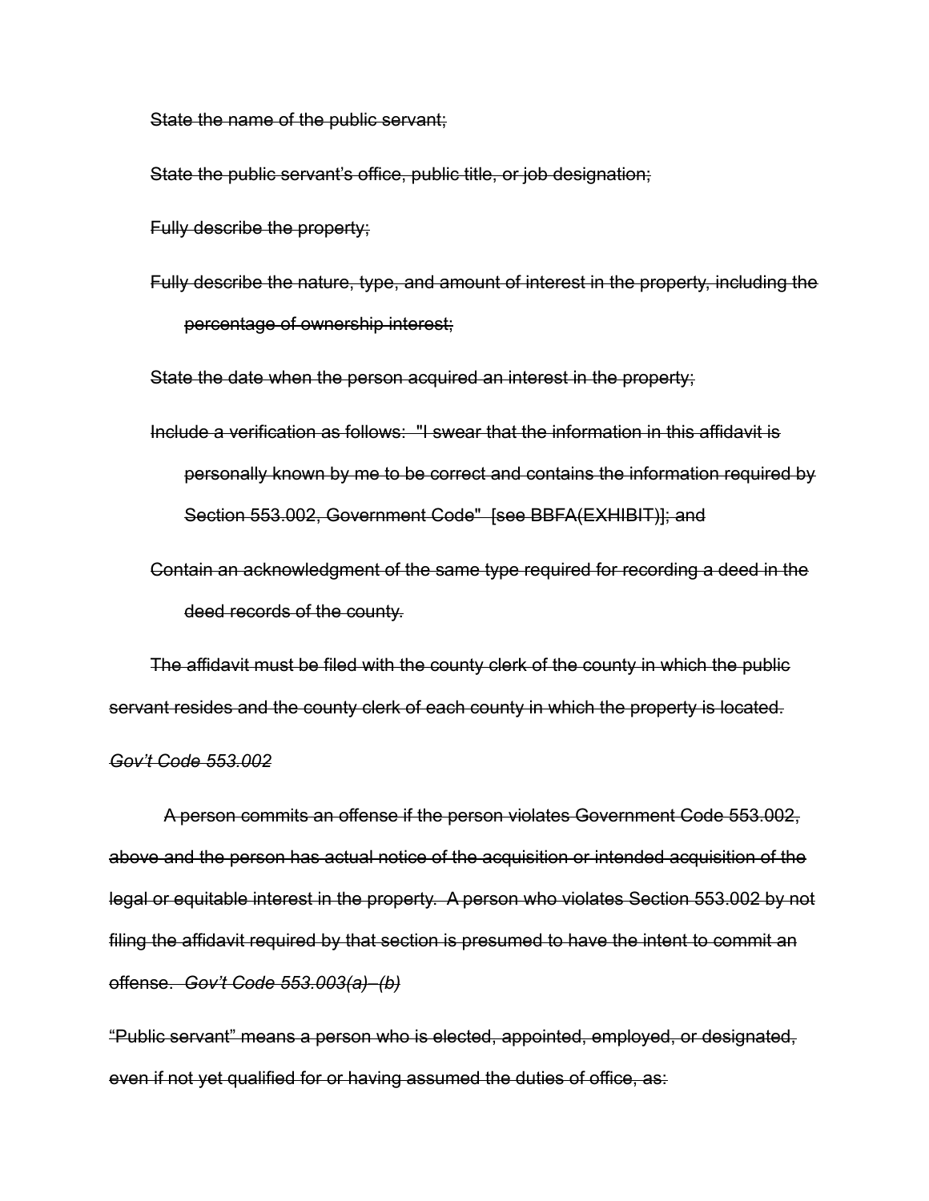~~State the name of the public servant;~~

~~State the public servant's office, public title, or job designation;~~

~~Fully describe the property;~~

~~Fully describe the nature, type, and amount of interest in the property, including the percentage of ownership interest;~~

~~State the date when the person acquired an interest in the property;~~

~~Include a verification as follows: "I swear that the information in this affidavit is personally known by me to be correct and contains the information required by Section 553.002, Government Code" [see BBFA(EXHIBIT)]; and~~

~~Contain an acknowledgment of the same type required for recording a deed in the deed records of the county.~~

~~The affidavit must be filed with the county clerk of the county in which the public servant resides and the county clerk of each county in which the property is located.~~

~~*Gov't Code 553.002*~~

~~A person commits an offense if the person violates Government Code 553.002, above and the person has actual notice of the acquisition or intended acquisition of the legal or equitable interest in the property. A person who violates Section 553.002 by not filing the affidavit required by that section is presumed to have the intent to commit an offense. *Gov't Code 553.003(a)–(b)*~~

~~"Public servant" means a person who is elected, appointed, employed, or designated, even if not yet qualified for or having assumed the duties of office, as:~~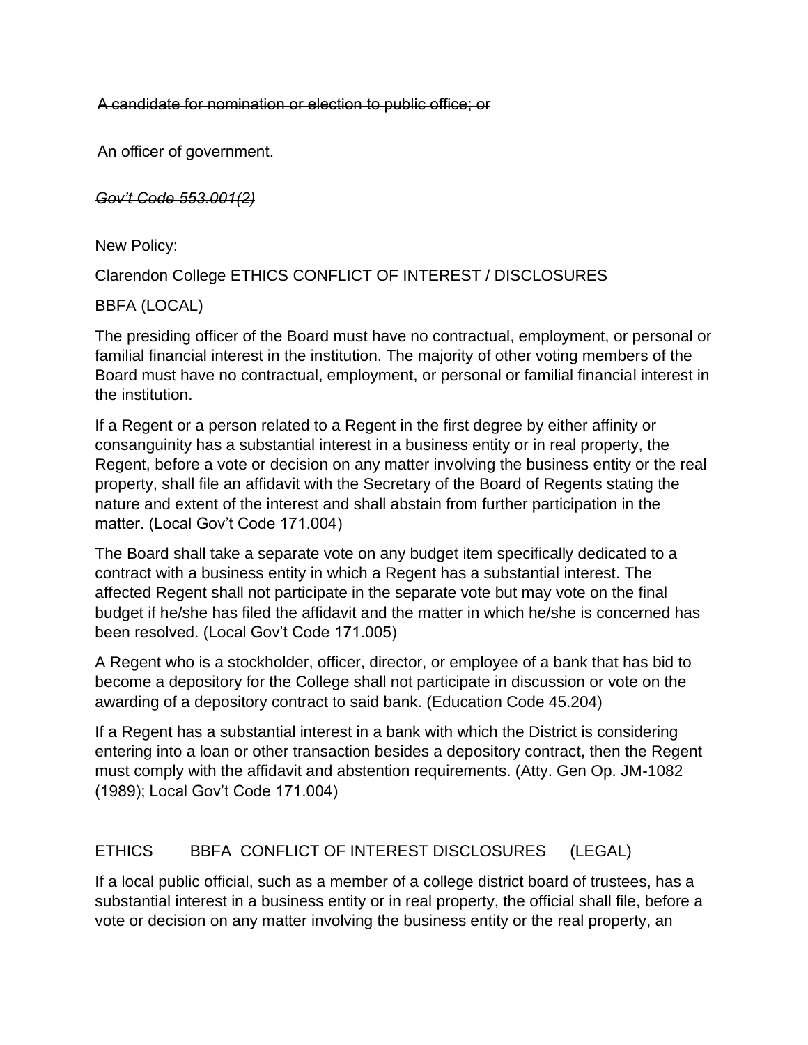~~A candidate for nomination or election to public office; or~~

~~An officer of government.~~

~~*Gov't Code 553.001(2)*~~

New Policy:

Clarendon College ETHICS CONFLICT OF INTEREST / DISCLOSURES

BBFA (LOCAL)

The presiding officer of the Board must have no contractual, employment, or personal or familial financial interest in the institution. The majority of other voting members of the Board must have no contractual, employment, or personal or familial financial interest in the institution.

If a Regent or a person related to a Regent in the first degree by either affinity or consanguinity has a substantial interest in a business entity or in real property, the Regent, before a vote or decision on any matter involving the business entity or the real property, shall file an affidavit with the Secretary of the Board of Regents stating the nature and extent of the interest and shall abstain from further participation in the matter. (Local Gov't Code 171.004)

The Board shall take a separate vote on any budget item specifically dedicated to a contract with a business entity in which a Regent has a substantial interest. The affected Regent shall not participate in the separate vote but may vote on the final budget if he/she has filed the affidavit and the matter in which he/she is concerned has been resolved. (Local Gov't Code 171.005)

A Regent who is a stockholder, officer, director, or employee of a bank that has bid to become a depository for the College shall not participate in discussion or vote on the awarding of a depository contract to said bank. (Education Code 45.204)

If a Regent has a substantial interest in a bank with which the District is considering entering into a loan or other transaction besides a depository contract, then the Regent must comply with the affidavit and abstention requirements. (Atty. Gen Op. JM-1082 (1989); Local Gov't Code 171.004)

ETHICS BBFA CONFLICT OF INTEREST DISCLOSURES (LEGAL)

If a local public official, such as a member of a college district board of trustees, has a substantial interest in a business entity or in real property, the official shall file, before a vote or decision on any matter involving the business entity or the real property, an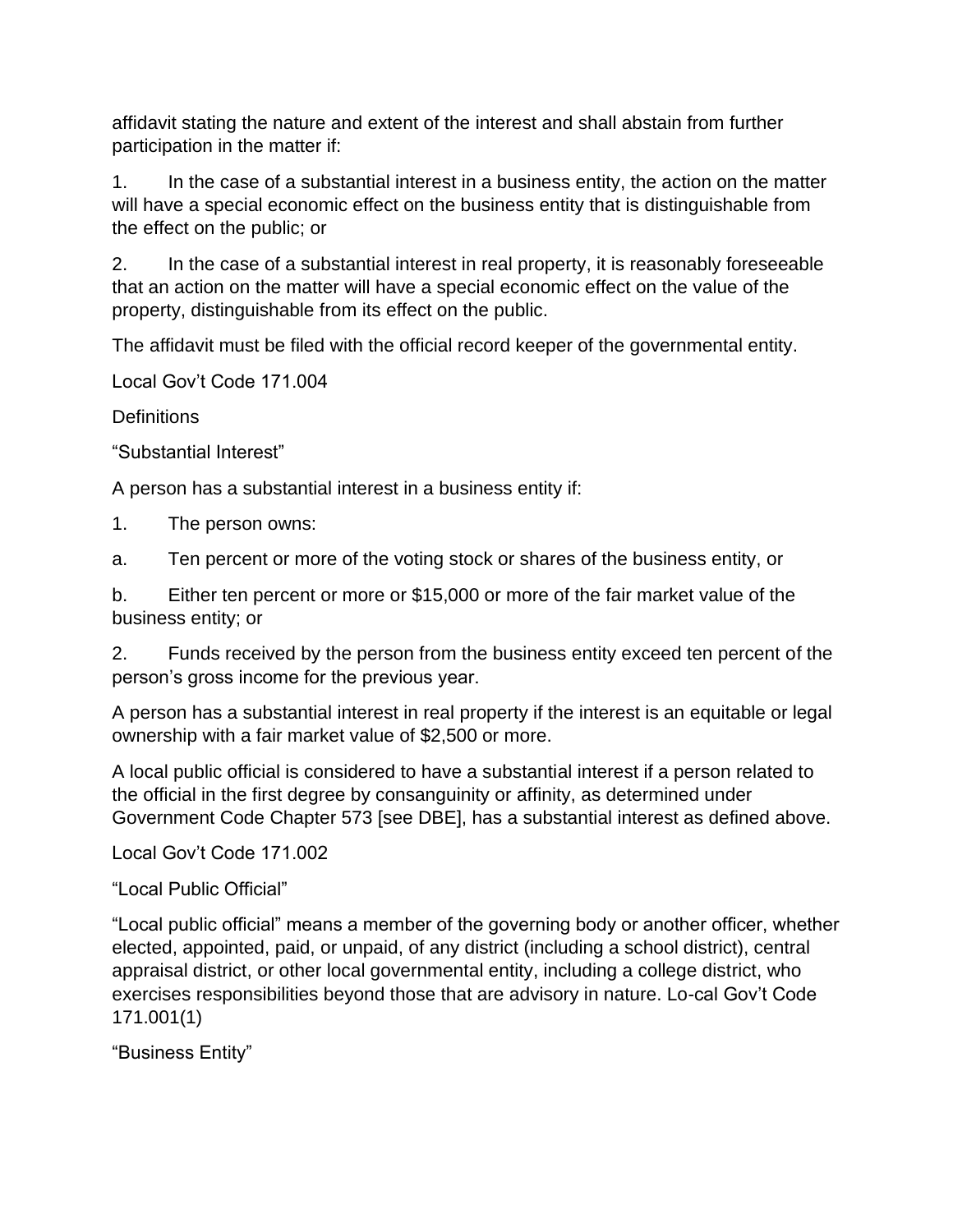affidavit stating the nature and extent of the interest and shall abstain from further participation in the matter if:

1. In the case of a substantial interest in a business entity, the action on the matter will have a special economic effect on the business entity that is distinguishable from the effect on the public; or

2. In the case of a substantial interest in real property, it is reasonably foreseeable that an action on the matter will have a special economic effect on the value of the property, distinguishable from its effect on the public.

The affidavit must be filed with the official record keeper of the governmental entity.

Local Gov't Code 171.004

Definitions

"Substantial Interest"

A person has a substantial interest in a business entity if:

1. The person owns:

a. Ten percent or more of the voting stock or shares of the business entity, or

b. Either ten percent or more or $15,000 or more of the fair market value of the business entity; or

2. Funds received by the person from the business entity exceed ten percent of the person's gross income for the previous year.

A person has a substantial interest in real property if the interest is an equitable or legal ownership with a fair market value of $2,500 or more.

A local public official is considered to have a substantial interest if a person related to the official in the first degree by consanguinity or affinity, as determined under Government Code Chapter 573 [see DBE], has a substantial interest as defined above.

Local Gov't Code 171.002

"Local Public Official"

"Local public official" means a member of the governing body or another officer, whether elected, appointed, paid, or unpaid, of any district (including a school district), central appraisal district, or other local governmental entity, including a college district, who exercises responsibilities beyond those that are advisory in nature. Lo-cal Gov't Code 171.001(1)

"Business Entity"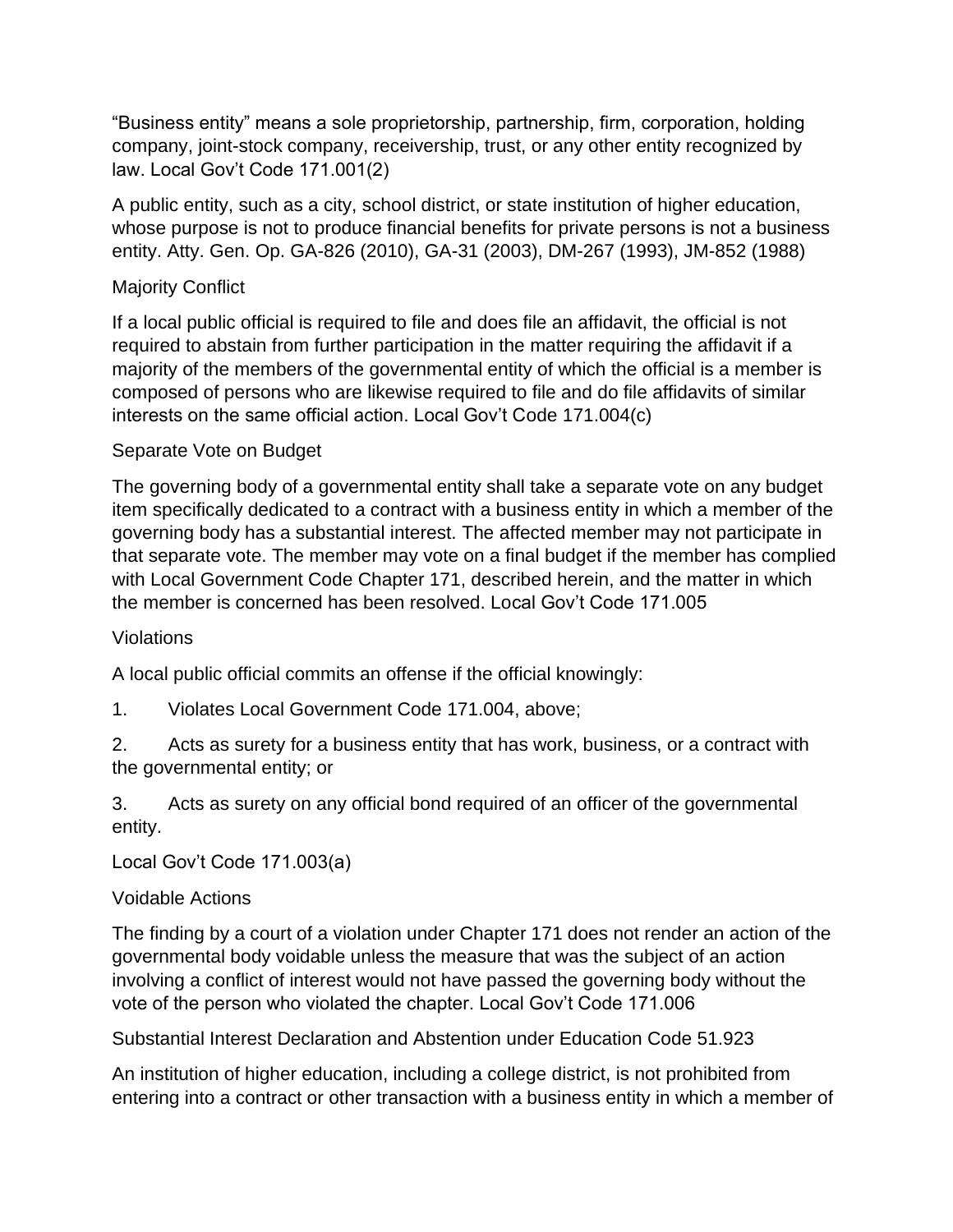"Business entity" means a sole proprietorship, partnership, firm, corporation, holding company, joint-stock company, receivership, trust, or any other entity recognized by law. Local Gov't Code 171.001(2)

A public entity, such as a city, school district, or state institution of higher education, whose purpose is not to produce financial benefits for private persons is not a business entity. Atty. Gen. Op. GA-826 (2010), GA-31 (2003), DM-267 (1993), JM-852 (1988)

### Majority Conflict

If a local public official is required to file and does file an affidavit, the official is not required to abstain from further participation in the matter requiring the affidavit if a majority of the members of the governmental entity of which the official is a member is composed of persons who are likewise required to file and do file affidavits of similar interests on the same official action. Local Gov't Code 171.004(c)

### Separate Vote on Budget

The governing body of a governmental entity shall take a separate vote on any budget item specifically dedicated to a contract with a business entity in which a member of the governing body has a substantial interest. The affected member may not participate in that separate vote. The member may vote on a final budget if the member has complied with Local Government Code Chapter 171, described herein, and the matter in which the member is concerned has been resolved. Local Gov't Code 171.005

### Violations

A local public official commits an offense if the official knowingly:

1. Violates Local Government Code 171.004, above;
2. Acts as surety for a business entity that has work, business, or a contract with the governmental entity; or
3. Acts as surety on any official bond required of an officer of the governmental entity.

Local Gov't Code 171.003(a)

### Voidable Actions

The finding by a court of a violation under Chapter 171 does not render an action of the governmental body voidable unless the measure that was the subject of an action involving a conflict of interest would not have passed the governing body without the vote of the person who violated the chapter. Local Gov't Code 171.006

### Substantial Interest Declaration and Abstention under Education Code 51.923

An institution of higher education, including a college district, is not prohibited from entering into a contract or other transaction with a business entity in which a member of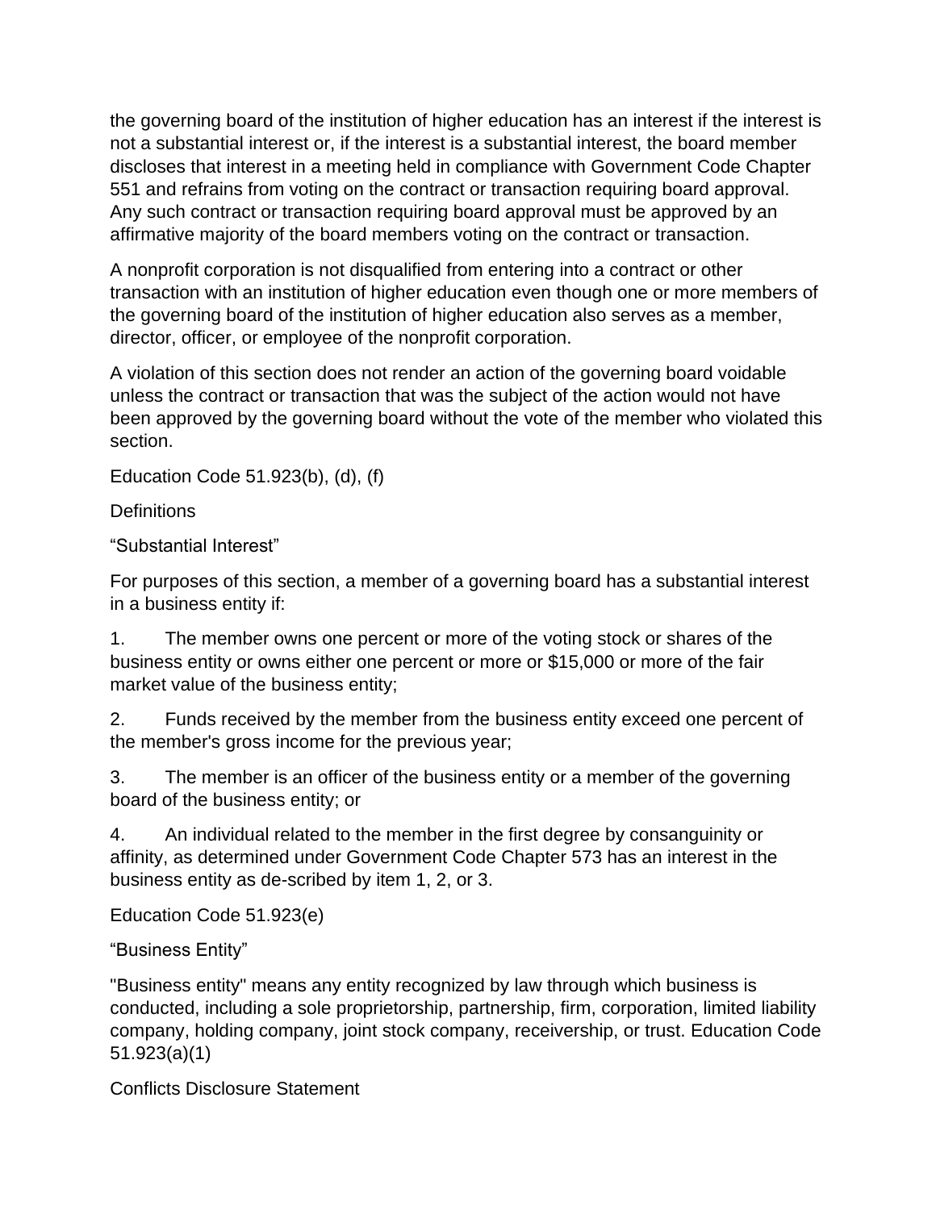the governing board of the institution of higher education has an interest if the interest is not a substantial interest or, if the interest is a substantial interest, the board member discloses that interest in a meeting held in compliance with Government Code Chapter 551 and refrains from voting on the contract or transaction requiring board approval. Any such contract or transaction requiring board approval must be approved by an affirmative majority of the board members voting on the contract or transaction.

A nonprofit corporation is not disqualified from entering into a contract or other transaction with an institution of higher education even though one or more members of the governing board of the institution of higher education also serves as a member, director, officer, or employee of the nonprofit corporation.

A violation of this section does not render an action of the governing board voidable unless the contract or transaction that was the subject of the action would not have been approved by the governing board without the vote of the member who violated this section.

Education Code 51.923(b), (d), (f)

Definitions

"Substantial Interest"

For purposes of this section, a member of a governing board has a substantial interest in a business entity if:

1. The member owns one percent or more of the voting stock or shares of the business entity or owns either one percent or more or $15,000 or more of the fair market value of the business entity;

2. Funds received by the member from the business entity exceed one percent of the member's gross income for the previous year;

3. The member is an officer of the business entity or a member of the governing board of the business entity; or

4. An individual related to the member in the first degree by consanguinity or affinity, as determined under Government Code Chapter 573 has an interest in the business entity as de-scribed by item 1, 2, or 3.

Education Code 51.923(e)

"Business Entity"

"Business entity" means any entity recognized by law through which business is conducted, including a sole proprietorship, partnership, firm, corporation, limited liability company, holding company, joint stock company, receivership, or trust. Education Code 51.923(a)(1)

Conflicts Disclosure Statement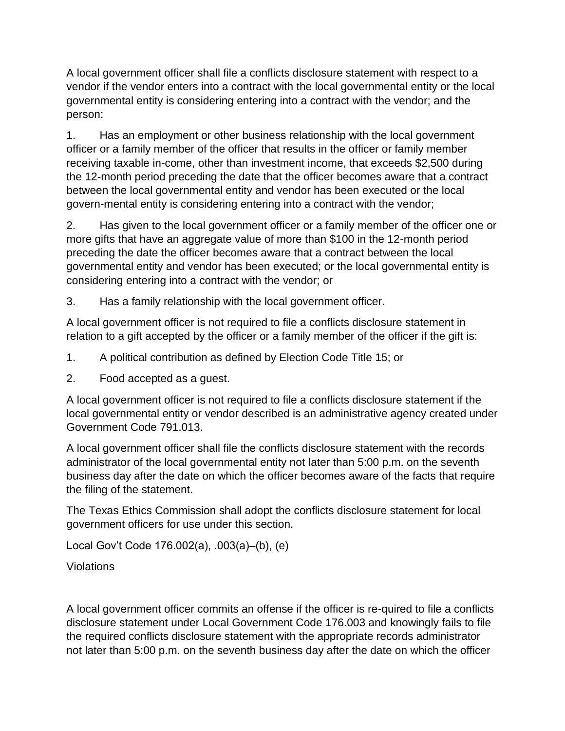A local government officer shall file a conflicts disclosure statement with respect to a vendor if the vendor enters into a contract with the local governmental entity or the local governmental entity is considering entering into a contract with the vendor; and the person:

1. Has an employment or other business relationship with the local government officer or a family member of the officer that results in the officer or family member receiving taxable in-come, other than investment income, that exceeds $2,500 during the 12-month period preceding the date that the officer becomes aware that a contract between the local governmental entity and vendor has been executed or the local govern-mental entity is considering entering into a contract with the vendor;
2. Has given to the local government officer or a family member of the officer one or more gifts that have an aggregate value of more than $100 in the 12-month period preceding the date the officer becomes aware that a contract between the local governmental entity and vendor has been executed; or the local governmental entity is considering entering into a contract with the vendor; or
3. Has a family relationship with the local government officer.

A local government officer is not required to file a conflicts disclosure statement in relation to a gift accepted by the officer or a family member of the officer if the gift is:

1. A political contribution as defined by Election Code Title 15; or
2. Food accepted as a guest.

A local government officer is not required to file a conflicts disclosure statement if the local governmental entity or vendor described is an administrative agency created under Government Code 791.013.

A local government officer shall file the conflicts disclosure statement with the records administrator of the local governmental entity not later than 5:00 p.m. on the seventh business day after the date on which the officer becomes aware of the facts that require the filing of the statement.

The Texas Ethics Commission shall adopt the conflicts disclosure statement for local government officers for use under this section.

Local Gov't Code 176.002(a), .003(a)–(b), (e)

Violations

A local government officer commits an offense if the officer is re-quired to file a conflicts disclosure statement under Local Government Code 176.003 and knowingly fails to file the required conflicts disclosure statement with the appropriate records administrator not later than 5:00 p.m. on the seventh business day after the date on which the officer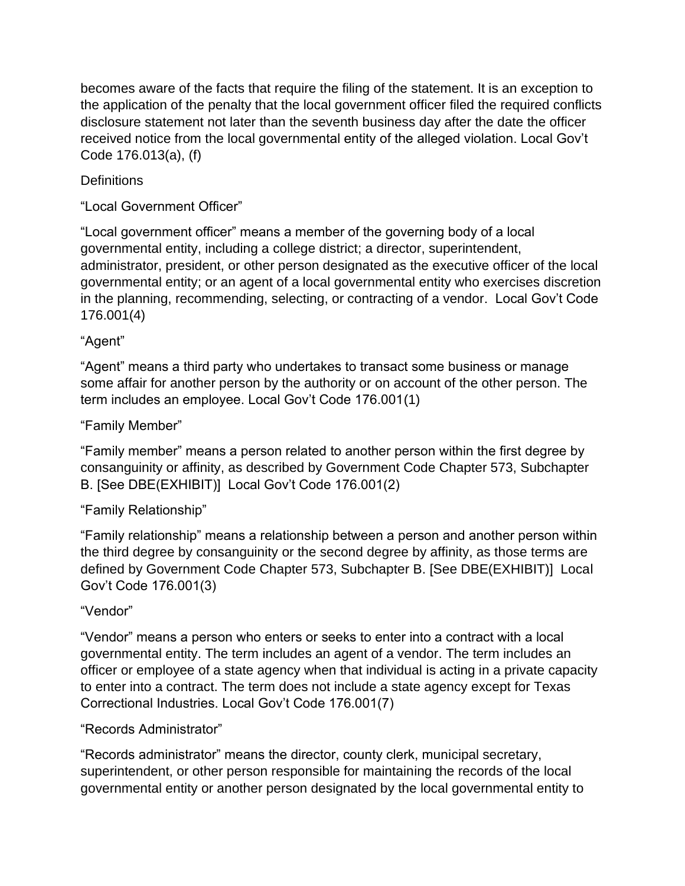becomes aware of the facts that require the filing of the statement. It is an exception to the application of the penalty that the local government officer filed the required conflicts disclosure statement not later than the seventh business day after the date the officer received notice from the local governmental entity of the alleged violation. Local Gov't Code 176.013(a), (f)

## Definitions

### "Local Government Officer"

"Local government officer" means a member of the governing body of a local governmental entity, including a college district; a director, superintendent, administrator, president, or other person designated as the executive officer of the local governmental entity; or an agent of a local governmental entity who exercises discretion in the planning, recommending, selecting, or contracting of a vendor. Local Gov't Code 176.001(4)

### "Agent"

"Agent" means a third party who undertakes to transact some business or manage some affair for another person by the authority or on account of the other person. The term includes an employee. Local Gov't Code 176.001(1)

### "Family Member"

"Family member" means a person related to another person within the first degree by consanguinity or affinity, as described by Government Code Chapter 573, Subchapter B. [See DBE(EXHIBIT)] Local Gov't Code 176.001(2)

### "Family Relationship"

"Family relationship" means a relationship between a person and another person within the third degree by consanguinity or the second degree by affinity, as those terms are defined by Government Code Chapter 573, Subchapter B. [See DBE(EXHIBIT)] Local Gov't Code 176.001(3)

### "Vendor"

"Vendor" means a person who enters or seeks to enter into a contract with a local governmental entity. The term includes an agent of a vendor. The term includes an officer or employee of a state agency when that individual is acting in a private capacity to enter into a contract. The term does not include a state agency except for Texas Correctional Industries. Local Gov't Code 176.001(7)

### "Records Administrator"

"Records administrator" means the director, county clerk, municipal secretary, superintendent, or other person responsible for maintaining the records of the local governmental entity or another person designated by the local governmental entity to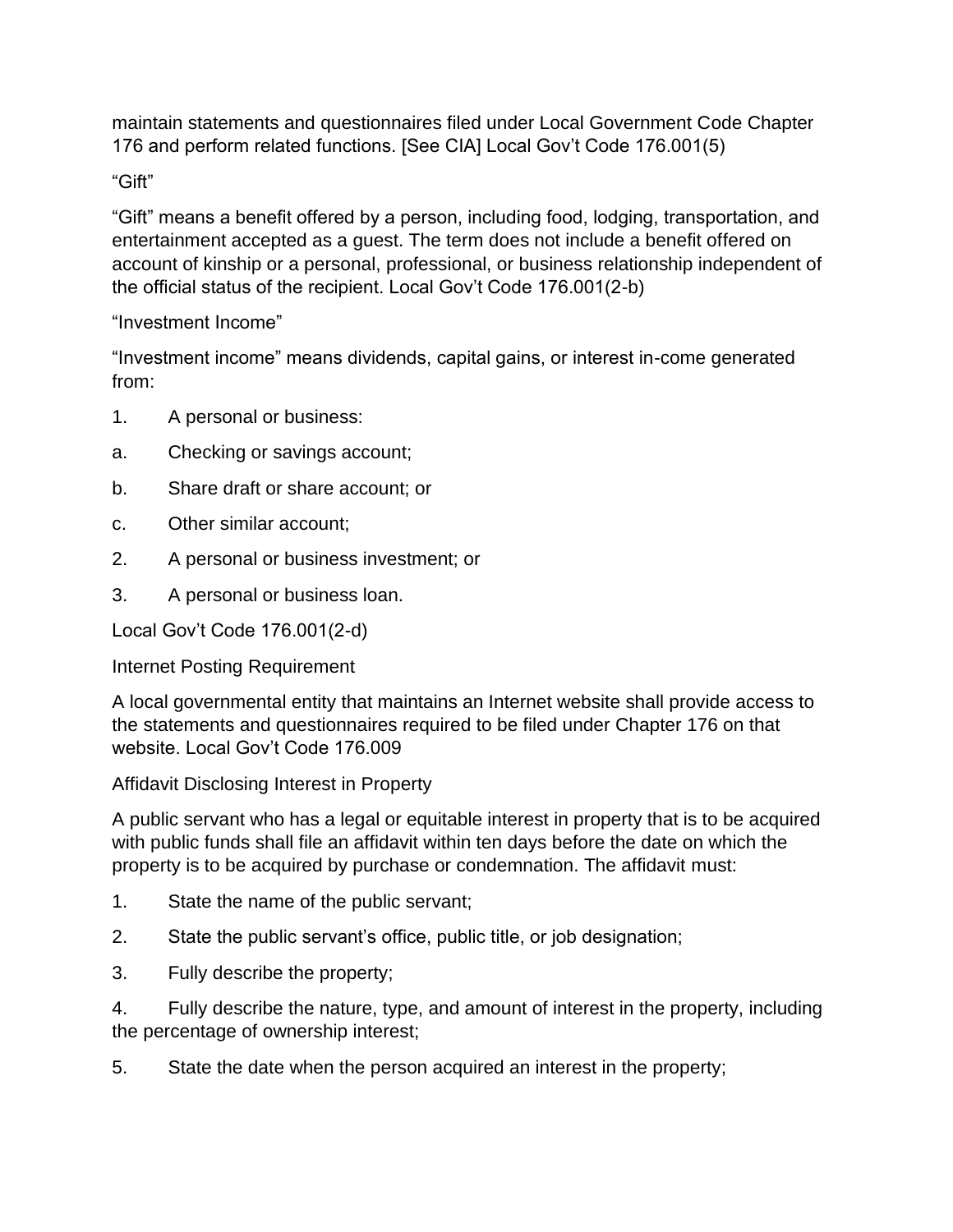maintain statements and questionnaires filed under Local Government Code Chapter 176 and perform related functions. [See CIA] Local Gov't Code 176.001(5)

"Gift"

"Gift" means a benefit offered by a person, including food, lodging, transportation, and entertainment accepted as a guest. The term does not include a benefit offered on account of kinship or a personal, professional, or business relationship independent of the official status of the recipient. Local Gov't Code 176.001(2-b)

"Investment Income"

"Investment income" means dividends, capital gains, or interest in-come generated from:

1. A personal or business:
   a. Checking or savings account;
   b. Share draft or share account; or
   c. Other similar account;
2. A personal or business investment; or
3. A personal or business loan.

Local Gov't Code 176.001(2-d)

Internet Posting Requirement

A local governmental entity that maintains an Internet website shall provide access to the statements and questionnaires required to be filed under Chapter 176 on that website. Local Gov't Code 176.009

Affidavit Disclosing Interest in Property

A public servant who has a legal or equitable interest in property that is to be acquired with public funds shall file an affidavit within ten days before the date on which the property is to be acquired by purchase or condemnation. The affidavit must:

1. State the name of the public servant;
2. State the public servant's office, public title, or job designation;
3. Fully describe the property;
4. Fully describe the nature, type, and amount of interest in the property, including the percentage of ownership interest;
5. State the date when the person acquired an interest in the property;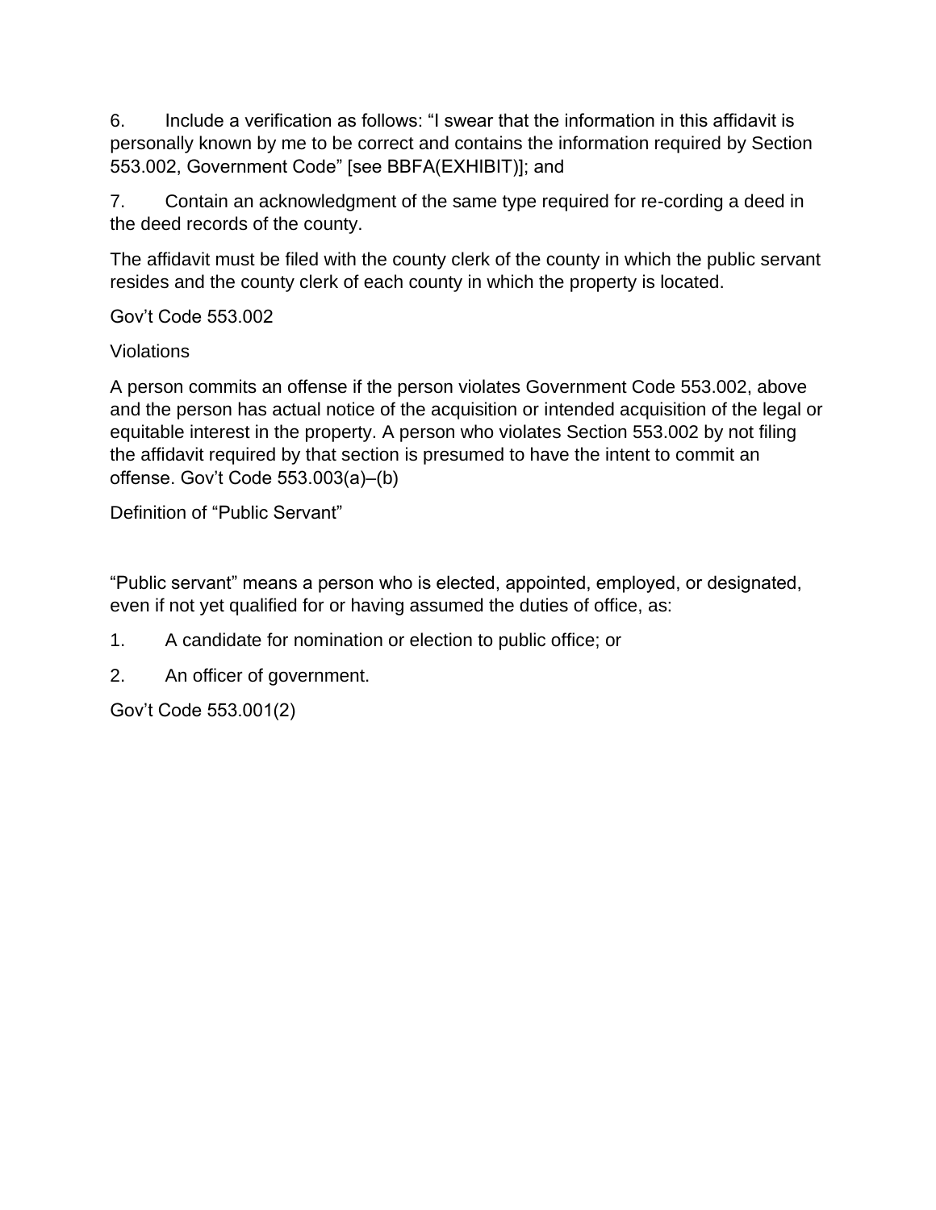6. Include a verification as follows: “I swear that the information in this affidavit is personally known by me to be correct and contains the information required by Section 553.002, Government Code” [see BBFA(EXHIBIT)]; and

7. Contain an acknowledgment of the same type required for re-cording a deed in the deed records of the county.

The affidavit must be filed with the county clerk of the county in which the public servant resides and the county clerk of each county in which the property is located.

Gov’t Code 553.002

Violations

A person commits an offense if the person violates Government Code 553.002, above and the person has actual notice of the acquisition or intended acquisition of the legal or equitable interest in the property. A person who violates Section 553.002 by not filing the affidavit required by that section is presumed to have the intent to commit an offense. Gov’t Code 553.003(a)–(b)

Definition of “Public Servant”

“Public servant” means a person who is elected, appointed, employed, or designated, even if not yet qualified for or having assumed the duties of office, as:

1. A candidate for nomination or election to public office; or
2. An officer of government.

Gov’t Code 553.001(2)